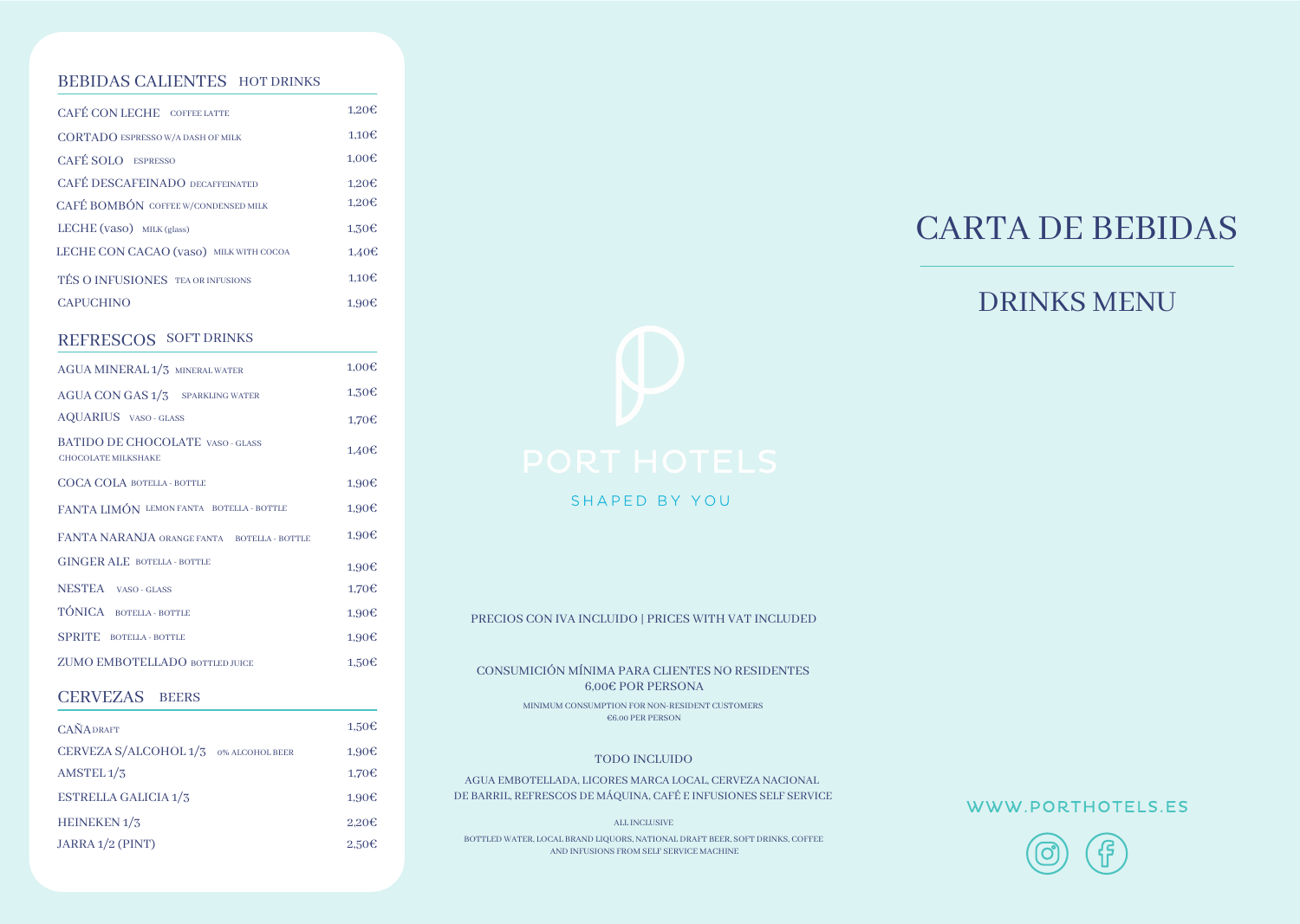# CARTA DE BEBIDAS

## DRINKS MENU

PORT HOTELS

SHAPED BY YOU

## BEBIDAS CALIENTES HOT DRINKS

| | |
|---|---|
| CAFÉ CON LECHE COFFEE LATTE | 1,20€ |
| CORTADO ESPRESSO W/A DASH OF MILK | 1,10€ |
| CAFÉ SOLO ESPRESSO | 1,00€ |
| CAFÉ DESCAFEINADO DECAFFEINATED | 1,20€ |
| CAFÉ BOMBÓN COFFEE W/CONDENSED MILK | 1,20€ |
| LECHE (vaso) MILK (glass) | 1,30€ |
| LECHE CON CACAO (vaso) MILK WITH COCOA | 1,40€ |
| TÉS O INFUSIONES TEA OR INFUSIONS | 1,10€ |
| CAPUCHINO | 1,90€ |

## REFRESCOS SOFT DRINKS

| | |
|---|---|
| AGUA MINERAL 1/3 MINERAL WATER | 1,00€ |
| AGUA CON GAS 1/3 SPARKLING WATER | 1,30€ |
| AQUARIUS VASO - GLASS | 1,70€ |
| BATIDO DE CHOCOLATE VASO - GLASS CHOCOLATE MILKSHAKE | 1,40€ |
| COCA COLA BOTELLA - BOTTLE | 1,90€ |
| FANTA LIMÓN LEMON FANTA BOTELLA - BOTTLE | 1,90€ |
| FANTA NARANJA ORANGE FANTA BOTELLA - BOTTLE | 1,90€ |
| GINGER ALE BOTELLA - BOTTLE | 1,90€ |
| NESTEA VASO - GLASS | 1,70€ |
| TÓNICA BOTELLA - BOTTLE | 1,90€ |
| SPRITE BOTELLA - BOTTLE | 1,90€ |
| ZUMO EMBOTELLADO BOTTLED JUICE | 1,50€ |

## CERVEZAS BEERS

| | |
|---|---|
| CAÑA DRAFT | 1,50€ |
| CERVEZA S/ALCOHOL 1/3 0% ALCOHOL BEER | 1,90€ |
| AMSTEL 1/3 | 1,70€ |
| ESTRELLA GALICIA 1/3 | 1,90€ |
| HEINEKEN 1/3 | 2,20€ |
| JARRA 1/2 (PINT) | 2,50€ |

PRECIOS CON IVA INCLUIDO | PRICES WITH VAT INCLUDED

CONSUMICIÓN MÍNIMA PARA CLIENTES NO RESIDENTES
6,00€ POR PERSONA

MINIMUM CONSUMPTION FOR NON-RESIDENT CUSTOMERS
€6.00 PER PERSON

TODO INCLUIDO

AGUA EMBOTELLADA, LICORES MARCA LOCAL, CERVEZA NACIONAL DE BARRIL, REFRESCOS DE MÁQUINA, CAFÉ E INFUSIONES SELF SERVICE

ALL INCLUSIVE

BOTTLED WATER, LOCAL BRAND LIQUORS, NATIONAL DRAFT BEER, SOFT DRINKS, COFFEE AND INFUSIONS FROM SELF SERVICE MACHINE

WWW.PORTHOTELS.ES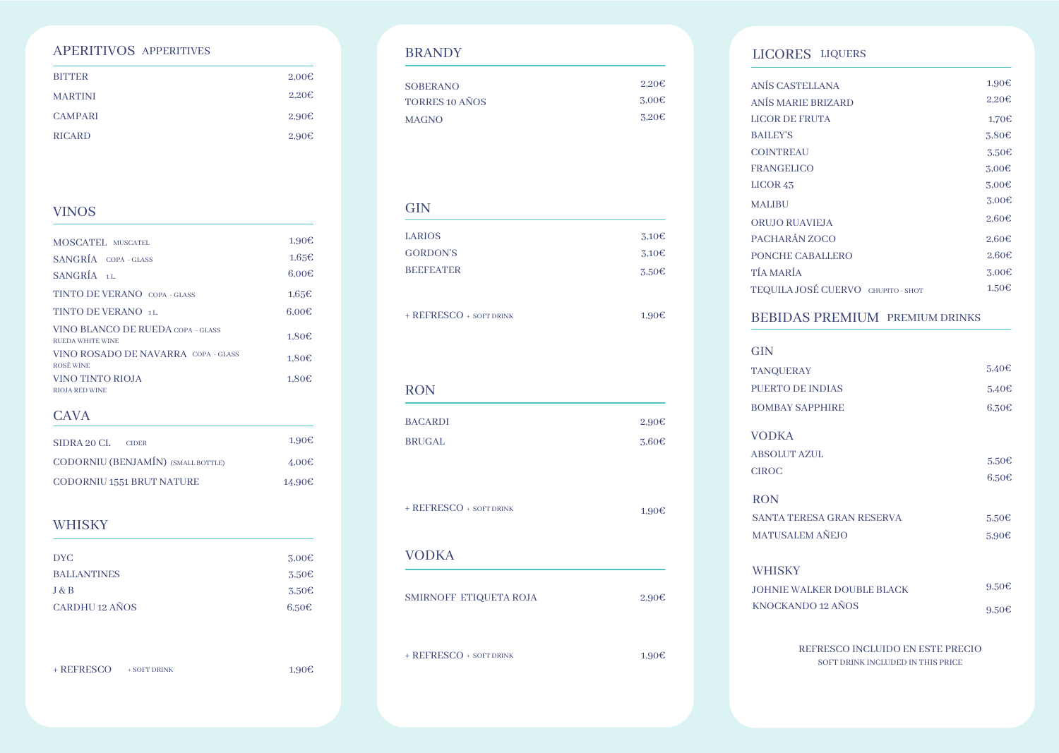## APERITIVOS APPERITIVES

| | |
|---|---|
| BITTER | 2,00€ |
| MARTINI | 2,20€ |
| CAMPARI | 2,90€ |
| RICARD | 2,90€ |

## VINOS

| | |
|---|---|
| MOSCATEL MUSCATEL | 1,90€ |
| SANGRÍA COPA - GLASS | 1,65€ |
| SANGRÍA 1 L. | 6,00€ |
| TINTO DE VERANO COPA - GLASS | 1,65€ |
| TINTO DE VERANO 1 L. | 6,00€ |
| VINO BLANCO DE RUEDA COPA - GLASS RUEDA WHITE WINE | 1,80€ |
| VINO ROSADO DE NAVARRA COPA - GLASS ROSÉ WINE | 1,80€ |
| VINO TINTO RIOJA RIOJA RED WINE | 1,80€ |

## CAVA

| | |
|---|---|
| SIDRA 20 CL CIDER | 1,90€ |
| CODORNIU (BENJAMÍN) (SMALL BOTTLE) | 4,00€ |
| CODORNIU 1551 BRUT NATURE | 14,90€ |

## WHISKY

| | |
|---|---|
| DYC | 3,00€ |
| BALLANTINES | 3,50€ |
| J & B | 3,50€ |
| CARDHU 12 AÑOS | 6,50€ |
| + REFRESCO + SOFT DRINK | 1,90€ |

## BRANDY

| | |
|---|---|
| SOBERANO | 2,20€ |
| TORRES 10 AÑOS | 3,00€ |
| MAGNO | 3,20€ |

## GIN

| | |
|---|---|
| LARIOS | 3,10€ |
| GORDON'S | 3,10€ |
| BEEFEATER | 3,50€ |
| + REFRESCO + SOFT DRINK | 1,90€ |

## RON

| | |
|---|---|
| BACARDI | 2,90€ |
| BRUGAL | 3,60€ |
| + REFRESCO + SOFT DRINK | 1,90€ |

## VODKA

| | |
|---|---|
| SMIRNOFF ETIQUETA ROJA | 2,90€ |
| + REFRESCO + SOFT DRINK | 1,90€ |

## LICORES LIQUERS

| | |
|---|---|
| ANÍS CASTELLANA | 1,90€ |
| ANÍS MARIE BRIZARD | 2,20€ |
| LICOR DE FRUTA | 1,70€ |
| BAILEY'S | 3,80€ |
| COINTREAU | 3,50€ |
| FRANGELICO | 3,00€ |
| LICOR 43 | 3,00€ |
| MALIBU | 3,00€ |
| ORUJO RUAVIEJA | 2,60€ |
| PACHARÁN ZOCO | 2,60€ |
| PONCHE CABALLERO | 2,60€ |
| TÍA MARÍA | 3,00€ |
| TEQUILA JOSÉ CUERVO CHUPITO - SHOT | 1,50€ |

## BEBIDAS PREMIUM PREMIUM DRINKS

### GIN

| | |
|---|---|
| TANQUERAY | 5,40€ |
| PUERTO DE INDIAS | 5,40€ |
| BOMBAY SAPPHIRE | 6,30€ |

### VODKA

| | |
|---|---|
| ABSOLUT AZUL | 5,50€ |
| CIROC | 6,50€ |

### RON

| | |
|---|---|
| SANTA TERESA GRAN RESERVA | 5,50€ |
| MATUSALEM AÑEJO | 5,90€ |

### WHISKY

| | |
|---|---|
| JOHNIE WALKER DOUBLE BLACK | 9,50€ |
| KNOCKANDO 12 AÑOS | 9,50€ |

REFRESCO INCLUIDO EN ESTE PRECIO
SOFT DRINK INCLUDED IN THIS PRICE